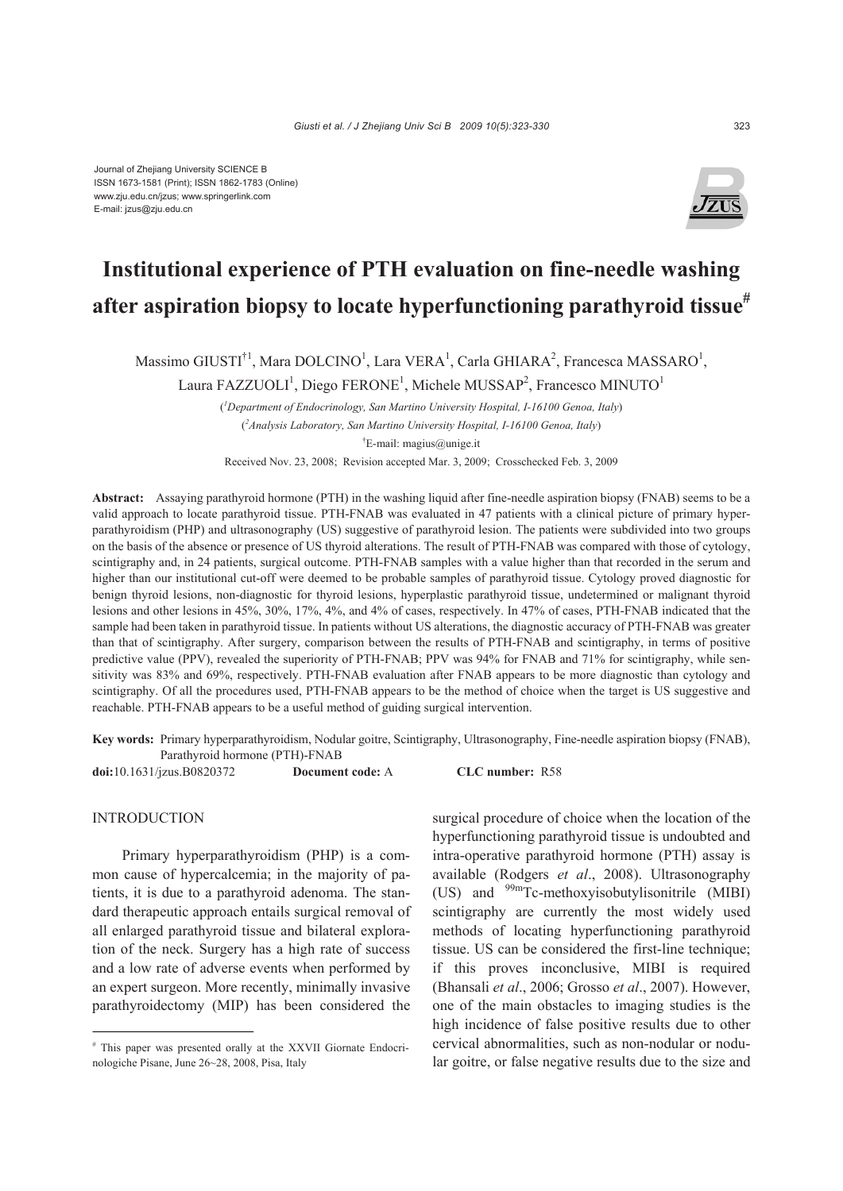Journal of Zhejiang University SCIENCE B
ISSN 1673-1581 (Print); ISSN 1862-1783 (Online)
www.zju.edu.cn/jzus; www.springerlink.com
E-mail: jzus@zju.edu.cn

# Institutional experience of PTH evaluation on fine-needle washing after aspiration biopsy to locate hyperfunctioning parathyroid tissue[#]

Massimo GIUSTI[†1], Mara DOLCINO[1], Lara VERA[1], Carla GHIARA[2], Francesca MASSARO[1], Laura FAZZUOLI[1], Diego FERONE[1], Michele MUSSAP[2], Francesco MINUTO[1]

([1]*Department of Endocrinology, San Martino University Hospital, I-16100 Genoa, Italy*)

([2]*Analysis Laboratory, San Martino University Hospital, I-16100 Genoa, Italy*)

[†]E-mail: magius@unige.it

Received Nov. 23, 2008; Revision accepted Mar. 3, 2009; Crosschecked Feb. 3, 2009

**Abstract:** Assaying parathyroid hormone (PTH) in the washing liquid after fine-needle aspiration biopsy (FNAB) seems to be a valid approach to locate parathyroid tissue. PTH-FNAB was evaluated in 47 patients with a clinical picture of primary hyperparathyroidism (PHP) and ultrasonography (US) suggestive of parathyroid lesion. The patients were subdivided into two groups on the basis of the absence or presence of US thyroid alterations. The result of PTH-FNAB was compared with those of cytology, scintigraphy and, in 24 patients, surgical outcome. PTH-FNAB samples with a value higher than that recorded in the serum and higher than our institutional cut-off were deemed to be probable samples of parathyroid tissue. Cytology proved diagnostic for benign thyroid lesions, non-diagnostic for thyroid lesions, hyperplastic parathyroid tissue, undetermined or malignant thyroid lesions and other lesions in 45%, 30%, 17%, 4%, and 4% of cases, respectively. In 47% of cases, PTH-FNAB indicated that the sample had been taken in parathyroid tissue. In patients without US alterations, the diagnostic accuracy of PTH-FNAB was greater than that of scintigraphy. After surgery, comparison between the results of PTH-FNAB and scintigraphy, in terms of positive predictive value (PPV), revealed the superiority of PTH-FNAB; PPV was 94% for FNAB and 71% for scintigraphy, while sensitivity was 83% and 69%, respectively. PTH-FNAB evaluation after FNAB appears to be more diagnostic than cytology and scintigraphy. Of all the procedures used, PTH-FNAB appears to be the method of choice when the target is US suggestive and reachable. PTH-FNAB appears to be a useful method of guiding surgical intervention.

**Key words:** Primary hyperparathyroidism, Nodular goitre, Scintigraphy, Ultrasonography, Fine-needle aspiration biopsy (FNAB), Parathyroid hormone (PTH)-FNAB

**doi:**10.1631/jzus.B0820372 **Document code:** A **CLC number:** R58

## INTRODUCTION

Primary hyperparathyroidism (PHP) is a common cause of hypercalcemia; in the majority of patients, it is due to a parathyroid adenoma. The standard therapeutic approach entails surgical removal of all enlarged parathyroid tissue and bilateral exploration of the neck. Surgery has a high rate of success and a low rate of adverse events when performed by an expert surgeon. More recently, minimally invasive parathyroidectomy (MIP) has been considered the surgical procedure of choice when the location of the hyperfunctioning parathyroid tissue is undoubted and intra-operative parathyroid hormone (PTH) assay is available (Rodgers *et al*., 2008). Ultrasonography (US) and $^{99m}$Tc-methoxyisobutylisonitrile (MIBI) scintigraphy are currently the most widely used methods of locating hyperfunctioning parathyroid tissue. US can be considered the first-line technique; if this proves inconclusive, MIBI is required (Bhansali *et al*., 2006; Grosso *et al*., 2007). However, one of the main obstacles to imaging studies is the high incidence of false positive results due to other cervical abnormalities, such as non-nodular or nodular goitre, or false negative results due to the size and

[#] This paper was presented orally at the XXVII Giornate Endocrinologiche Pisane, June 26~28, 2008, Pisa, Italy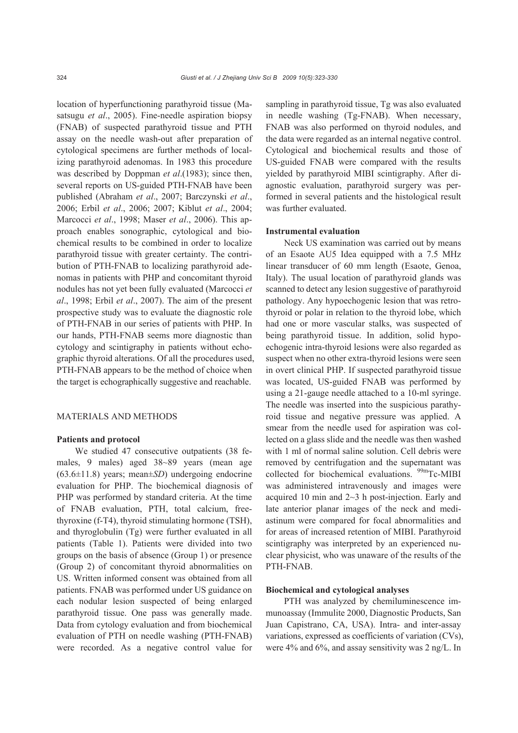location of hyperfunctioning parathyroid tissue (Masatsugu *et al*., 2005). Fine-needle aspiration biopsy (FNAB) of suspected parathyroid tissue and PTH assay on the needle wash-out after preparation of cytological specimens are further methods of localizing parathyroid adenomas. In 1983 this procedure was described by Doppman *et al*.(1983); since then, several reports on US-guided PTH-FNAB have been published (Abraham *et al*., 2007; Barczynski *et al*., 2006; Erbil *et al*., 2006; 2007; Kiblut *et al*., 2004; Marcocci *et al*., 1998; Maser *et al*., 2006). This approach enables sonographic, cytological and biochemical results to be combined in order to localize parathyroid tissue with greater certainty. The contribution of PTH-FNAB to localizing parathyroid adenomas in patients with PHP and concomitant thyroid nodules has not yet been fully evaluated (Marcocci *et al*., 1998; Erbil *et al*., 2007). The aim of the present prospective study was to evaluate the diagnostic role of PTH-FNAB in our series of patients with PHP. In our hands, PTH-FNAB seems more diagnostic than cytology and scintigraphy in patients without echographic thyroid alterations. Of all the procedures used, PTH-FNAB appears to be the method of choice when the target is echographically suggestive and reachable.

## MATERIALS AND METHODS

### Patients and protocol

We studied 47 consecutive outpatients (38 females, 9 males) aged 38~89 years (mean age (63.6±11.8) years; mean±*SD*) undergoing endocrine evaluation for PHP. The biochemical diagnosis of PHP was performed by standard criteria. At the time of FNAB evaluation, PTH, total calcium, free-thyroxine (f-T4), thyroid stimulating hormone (TSH), and thyroglobulin (Tg) were further evaluated in all patients (Table 1). Patients were divided into two groups on the basis of absence (Group 1) or presence (Group 2) of concomitant thyroid abnormalities on US. Written informed consent was obtained from all patients. FNAB was performed under US guidance on each nodular lesion suspected of being enlarged parathyroid tissue. One pass was generally made. Data from cytology evaluation and from biochemical evaluation of PTH on needle washing (PTH-FNAB) were recorded. As a negative control value for sampling in parathyroid tissue, Tg was also evaluated in needle washing (Tg-FNAB). When necessary, FNAB was also performed on thyroid nodules, and the data were regarded as an internal negative control. Cytological and biochemical results and those of US-guided FNAB were compared with the results yielded by parathyroid MIBI scintigraphy. After diagnostic evaluation, parathyroid surgery was performed in several patients and the histological result was further evaluated.

### Instrumental evaluation

Neck US examination was carried out by means of an Esaote AU5 Idea equipped with a 7.5 MHz linear transducer of 60 mm length (Esaote, Genoa, Italy). The usual location of parathyroid glands was scanned to detect any lesion suggestive of parathyroid pathology. Any hypoechogenic lesion that was retrothyroid or polar in relation to the thyroid lobe, which had one or more vascular stalks, was suspected of being parathyroid tissue. In addition, solid hypoechogenic intra-thyroid lesions were also regarded as suspect when no other extra-thyroid lesions were seen in overt clinical PHP. If suspected parathyroid tissue was located, US-guided FNAB was performed by using a 21-gauge needle attached to a 10-ml syringe. The needle was inserted into the suspicious parathyroid tissue and negative pressure was applied. A smear from the needle used for aspiration was collected on a glass slide and the needle was then washed with 1 ml of normal saline solution. Cell debris were removed by centrifugation and the supernatant was collected for biochemical evaluations. $^{99m}$Tc-MIBI was administered intravenously and images were acquired 10 min and 2~3 h post-injection. Early and late anterior planar images of the neck and mediastinum were compared for focal abnormalities and for areas of increased retention of MIBI. Parathyroid scintigraphy was interpreted by an experienced nuclear physicist, who was unaware of the results of the PTH-FNAB.

### Biochemical and cytological analyses

PTH was analyzed by chemiluminescence immunoassay (Immulite 2000, Diagnostic Products, San Juan Capistrano, CA, USA). Intra- and inter-assay variations, expressed as coefficients of variation (CVs), were 4% and 6%, and assay sensitivity was 2 ng/L. In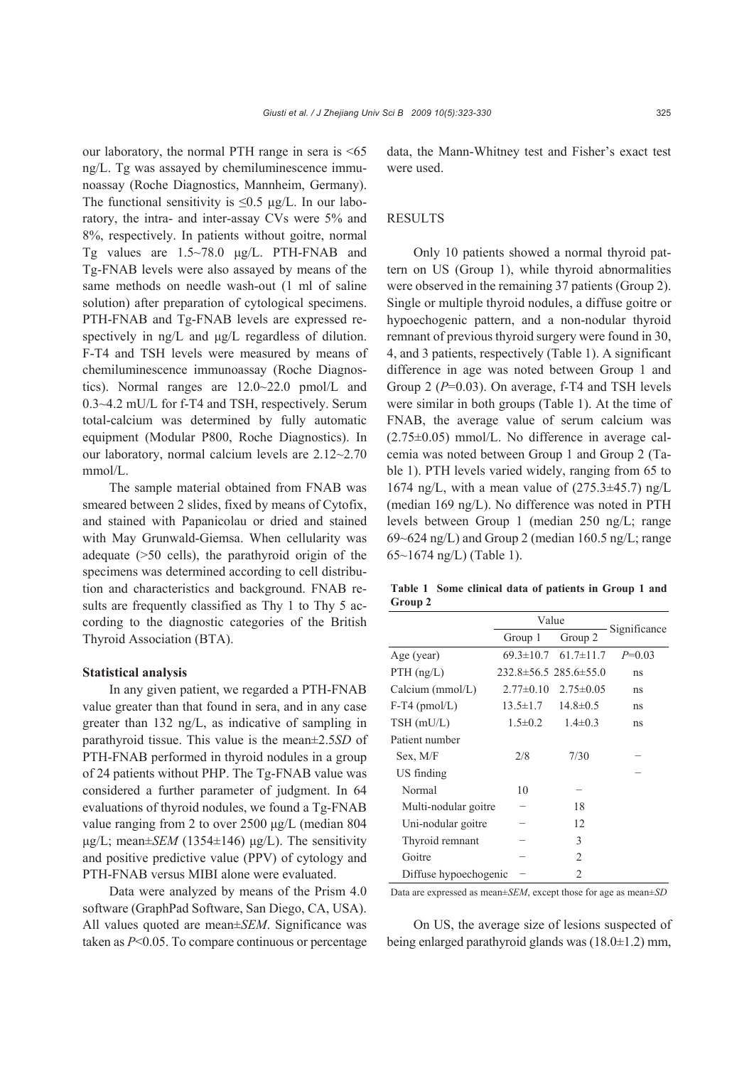our laboratory, the normal PTH range in sera is <65 ng/L. Tg was assayed by chemiluminescence immunoassay (Roche Diagnostics, Mannheim, Germany). The functional sensitivity is ≤0.5 μg/L. In our laboratory, the intra- and inter-assay CVs were 5% and 8%, respectively. In patients without goitre, normal Tg values are 1.5~78.0 μg/L. PTH-FNAB and Tg-FNAB levels were also assayed by means of the same methods on needle wash-out (1 ml of saline solution) after preparation of cytological specimens. PTH-FNAB and Tg-FNAB levels are expressed respectively in ng/L and μg/L regardless of dilution. F-T4 and TSH levels were measured by means of chemiluminescence immunoassay (Roche Diagnostics). Normal ranges are 12.0~22.0 pmol/L and 0.3~4.2 mU/L for f-T4 and TSH, respectively. Serum total-calcium was determined by fully automatic equipment (Modular P800, Roche Diagnostics). In our laboratory, normal calcium levels are 2.12~2.70 mmol/L.

The sample material obtained from FNAB was smeared between 2 slides, fixed by means of Cytofix, and stained with Papanicolau or dried and stained with May Grunwald-Giemsa. When cellularity was adequate (>50 cells), the parathyroid origin of the specimens was determined according to cell distribution and characteristics and background. FNAB results are frequently classified as Thy 1 to Thy 5 according to the diagnostic categories of the British Thyroid Association (BTA).

**Statistical analysis**

In any given patient, we regarded a PTH-FNAB value greater than that found in sera, and in any case greater than 132 ng/L, as indicative of sampling in parathyroid tissue. This value is the mean±2.5*SD* of PTH-FNAB performed in thyroid nodules in a group of 24 patients without PHP. The Tg-FNAB value was considered a further parameter of judgment. In 64 evaluations of thyroid nodules, we found a Tg-FNAB value ranging from 2 to over 2500 μg/L (median 804 μg/L; mean±*SEM* (1354±146) μg/L). The sensitivity and positive predictive value (PPV) of cytology and PTH-FNAB versus MIBI alone were evaluated.

Data were analyzed by means of the Prism 4.0 software (GraphPad Software, San Diego, CA, USA). All values quoted are mean±*SEM*. Significance was taken as $P<0.05$. To compare continuous or percentage data, the Mann-Whitney test and Fisher's exact test were used.

## RESULTS

Only 10 patients showed a normal thyroid pattern on US (Group 1), while thyroid abnormalities were observed in the remaining 37 patients (Group 2). Single or multiple thyroid nodules, a diffuse goitre or hypoechogenic pattern, and a non-nodular thyroid remnant of previous thyroid surgery were found in 30, 4, and 3 patients, respectively (Table 1). A significant difference in age was noted between Group 1 and Group 2 ($P=0.03$). On average, f-T4 and TSH levels were similar in both groups (Table 1). At the time of FNAB, the average value of serum calcium was (2.75±0.05) mmol/L. No difference in average calcemia was noted between Group 1 and Group 2 (Table 1). PTH levels varied widely, ranging from 65 to 1674 ng/L, with a mean value of (275.3±45.7) ng/L (median 169 ng/L). No difference was noted in PTH levels between Group 1 (median 250 ng/L; range 69~624 ng/L) and Group 2 (median 160.5 ng/L; range 65~1674 ng/L) (Table 1).

**Table 1 Some clinical data of patients in Group 1 and Group 2**

| | Value | | Significance |
|---|---|---|---|
| | Group 1 | Group 2 | |
| Age (year) | 69.3±10.7 | 61.7±11.7 | $P=0.03$ |
| PTH (ng/L) | 232.8±56.5 | 285.6±55.0 | ns |
| Calcium (mmol/L) | 2.77±0.10 | 2.75±0.05 | ns |
| F-T4 (pmol/L) | 13.5±1.7 | 14.8±0.5 | ns |
| TSH (mU/L) | 1.5±0.2 | 1.4±0.3 | ns |
| Patient number | | | |
| Sex, M/F | 2/8 | 7/30 | – |
| US finding | | | – |
| Normal | 10 | – | |
| Multi-nodular goitre | – | 18 | |
| Uni-nodular goitre | – | 12 | |
| Thyroid remnant | – | 3 | |
| Goitre | – | 2 | |
| Diffuse hypoechogenic | – | 2 | |

Data are expressed as mean±*SEM*, except those for age as mean±*SD*

On US, the average size of lesions suspected of being enlarged parathyroid glands was (18.0±1.2) mm,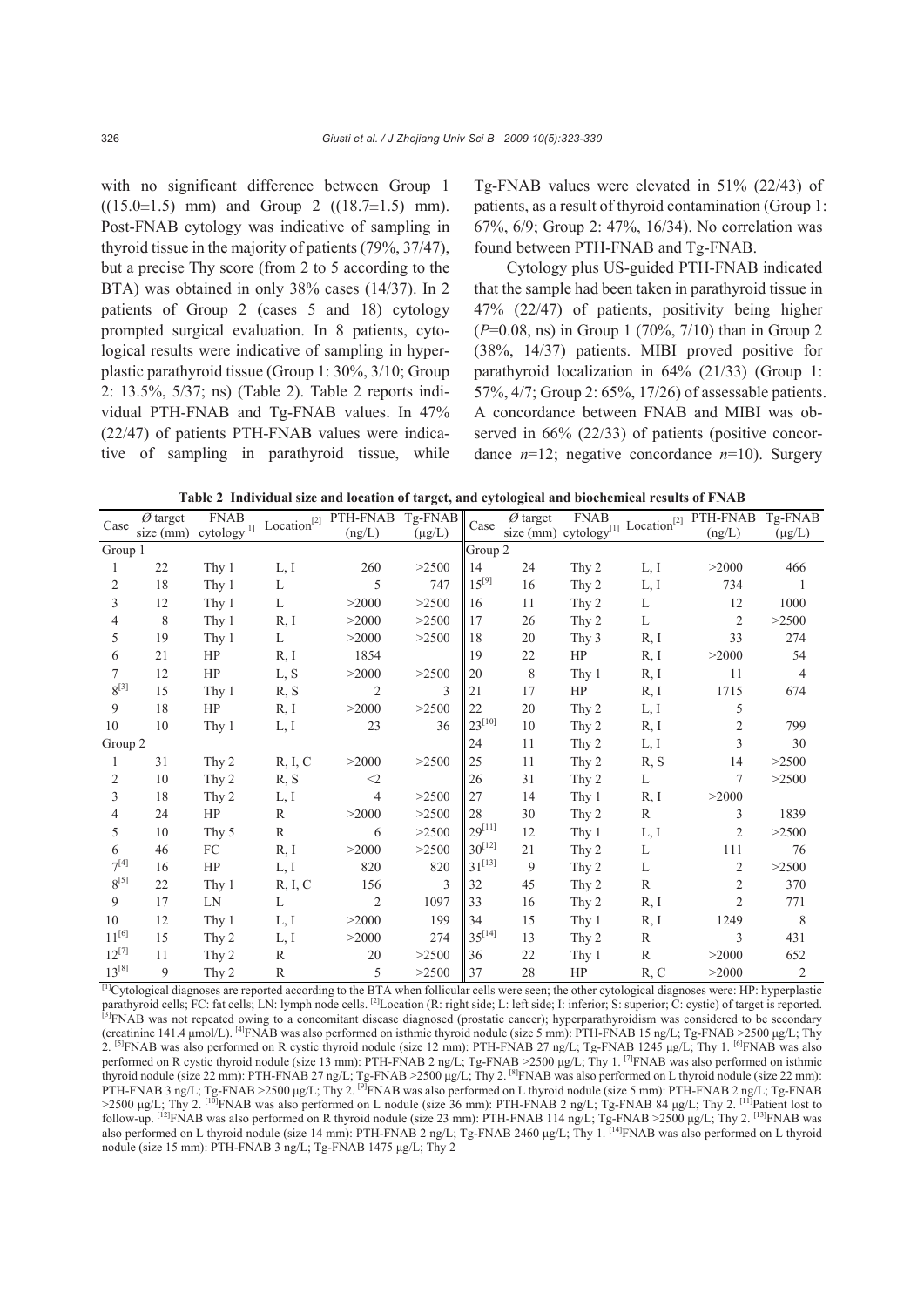with no significant difference between Group 1 ((15.0±1.5) mm) and Group 2 ((18.7±1.5) mm). Post-FNAB cytology was indicative of sampling in thyroid tissue in the majority of patients (79%, 37/47), but a precise Thy score (from 2 to 5 according to the BTA) was obtained in only 38% cases (14/37). In 2 patients of Group 2 (cases 5 and 18) cytology prompted surgical evaluation. In 8 patients, cytological results were indicative of sampling in hyperplastic parathyroid tissue (Group 1: 30%, 3/10; Group 2: 13.5%, 5/37; ns) (Table 2). Table 2 reports individual PTH-FNAB and Tg-FNAB values. In 47% (22/47) of patients PTH-FNAB values were indicative of sampling in parathyroid tissue, while Tg-FNAB values were elevated in 51% (22/43) of patients, as a result of thyroid contamination (Group 1: 67%, 6/9; Group 2: 47%, 16/34). No correlation was found between PTH-FNAB and Tg-FNAB.

Cytology plus US-guided PTH-FNAB indicated that the sample had been taken in parathyroid tissue in 47% (22/47) of patients, positivity being higher ($P$=0.08, ns) in Group 1 (70%, 7/10) than in Group 2 (38%, 14/37) patients. MIBI proved positive for parathyroid localization in 64% (21/33) (Group 1: 57%, 4/7; Group 2: 65%, 17/26) of assessable patients. A concordance between FNAB and MIBI was observed in 66% (22/33) of patients (positive concordance $n$=12; negative concordance $n$=10). Surgery

**Table 2 Individual size and location of target, and cytological and biochemical results of FNAB**

| Case | Ø target size (mm) | FNAB cytology[1] | Location[2] | PTH-FNAB (ng/L) | Tg-FNAB (μg/L) | Case | Ø target size (mm) | FNAB cytology[1] | Location[2] | PTH-FNAB (ng/L) | Tg-FNAB (μg/L) |
|---|---|---|---|---|---|---|---|---|---|---|---|
| Group 1 | | | | | | Group 2 | | | | | |
| 1 | 22 | Thy 1 | L, I | 260 | >2500 | 14 | 24 | Thy 2 | L, I | >2000 | 466 |
| 2 | 18 | Thy 1 | L | 5 | 747 | 15[9] | 16 | Thy 2 | L, I | 734 | 1 |
| 3 | 12 | Thy 1 | L | >2000 | >2500 | 16 | 11 | Thy 2 | L | 12 | 1000 |
| 4 | 8 | Thy 1 | R, I | >2000 | >2500 | 17 | 26 | Thy 2 | L | 2 | >2500 |
| 5 | 19 | Thy 1 | L | >2000 | >2500 | 18 | 20 | Thy 3 | R, I | 33 | 274 |
| 6 | 21 | HP | R, I | 1854 | | 19 | 22 | HP | R, I | >2000 | 54 |
| 7 | 12 | HP | L, S | >2000 | >2500 | 20 | 8 | Thy 1 | R, I | 11 | 4 |
| 8[3] | 15 | Thy 1 | R, S | 2 | 3 | 21 | 17 | HP | R, I | 1715 | 674 |
| 9 | 18 | HP | R, I | >2000 | >2500 | 22 | 20 | Thy 2 | L, I | 5 | |
| 10 | 10 | Thy 1 | L, I | 23 | 36 | 23[10] | 10 | Thy 2 | R, I | 2 | 799 |
| Group 2 | | | | | | 24 | 11 | Thy 2 | L, I | 3 | 30 |
| 1 | 31 | Thy 2 | R, I, C | >2000 | >2500 | 25 | 11 | Thy 2 | R, S | 14 | >2500 |
| 2 | 10 | Thy 2 | R, S | <2 | | 26 | 31 | Thy 2 | L | 7 | >2500 |
| 3 | 18 | Thy 2 | L, I | 4 | >2500 | 27 | 14 | Thy 1 | R, I | >2000 | |
| 4 | 24 | HP | R | >2000 | >2500 | 28 | 30 | Thy 2 | R | 3 | 1839 |
| 5 | 10 | Thy 5 | R | 6 | >2500 | 29[11] | 12 | Thy 1 | L, I | 2 | >2500 |
| 6 | 46 | FC | R, I | >2000 | >2500 | 30[12] | 21 | Thy 2 | L | 111 | 76 |
| 7[4] | 16 | HP | L, I | 820 | 820 | 31[13] | 9 | Thy 2 | L | 2 | >2500 |
| 8[5] | 22 | Thy 1 | R, I, C | 156 | 3 | 32 | 45 | Thy 2 | R | 2 | 370 |
| 9 | 17 | LN | L | 2 | 1097 | 33 | 16 | Thy 2 | R, I | 2 | 771 |
| 10 | 12 | Thy 1 | L, I | >2000 | 199 | 34 | 15 | Thy 1 | R, I | 1249 | 8 |
| 11[6] | 15 | Thy 2 | L, I | >2000 | 274 | 35[14] | 13 | Thy 2 | R | 3 | 431 |
| 12[7] | 11 | Thy 2 | R | 20 | >2500 | 36 | 22 | Thy 1 | R | >2000 | 652 |
| 13[8] | 9 | Thy 2 | R | 5 | >2500 | 37 | 28 | HP | R, C | >2000 | 2 |

[1]Cytological diagnoses are reported according to the BTA when follicular cells were seen; the other cytological diagnoses were: HP: hyperplastic parathyroid cells; FC: fat cells; LN: lymph node cells. [2]Location (R: right side; L: left side; I: inferior; S: superior; C: cystic) of target is reported. [3]FNAB was not repeated owing to a concomitant disease diagnosed (prostatic cancer); hyperparathyroidism was considered to be secondary (creatinine 141.4 μmol/L). [4]FNAB was also performed on isthmic thyroid nodule (size 5 mm): PTH-FNAB 15 ng/L; Tg-FNAB >2500 μg/L; Thy 2. [5]FNAB was also performed on R cystic thyroid nodule (size 12 mm): PTH-FNAB 27 ng/L; Tg-FNAB 1245 μg/L; Thy 1. [6]FNAB was also performed on R cystic thyroid nodule (size 13 mm): PTH-FNAB 2 ng/L; Tg-FNAB >2500 μg/L; Thy 1. [7]FNAB was also performed on isthmic thyroid nodule (size 22 mm): PTH-FNAB 27 ng/L; Tg-FNAB >2500 μg/L; Thy 2. [8]FNAB was also performed on L thyroid nodule (size 22 mm): PTH-FNAB 3 ng/L; Tg-FNAB >2500 μg/L; Thy 2. [9]FNAB was also performed on L thyroid nodule (size 5 mm): PTH-FNAB 2 ng/L; Tg-FNAB >2500 μg/L; Thy 2. [10]FNAB was also performed on L nodule (size 36 mm): PTH-FNAB 2 ng/L; Tg-FNAB 84 μg/L; Thy 2. [11]Patient lost to follow-up. [12]FNAB was also performed on R thyroid nodule (size 23 mm): PTH-FNAB 114 ng/L; Tg-FNAB >2500 μg/L; Thy 2. [13]FNAB was also performed on L thyroid nodule (size 14 mm): PTH-FNAB 2 ng/L; Tg-FNAB 2460 μg/L; Thy 1. [14]FNAB was also performed on L thyroid nodule (size 15 mm): PTH-FNAB 3 ng/L; Tg-FNAB 1475 μg/L; Thy 2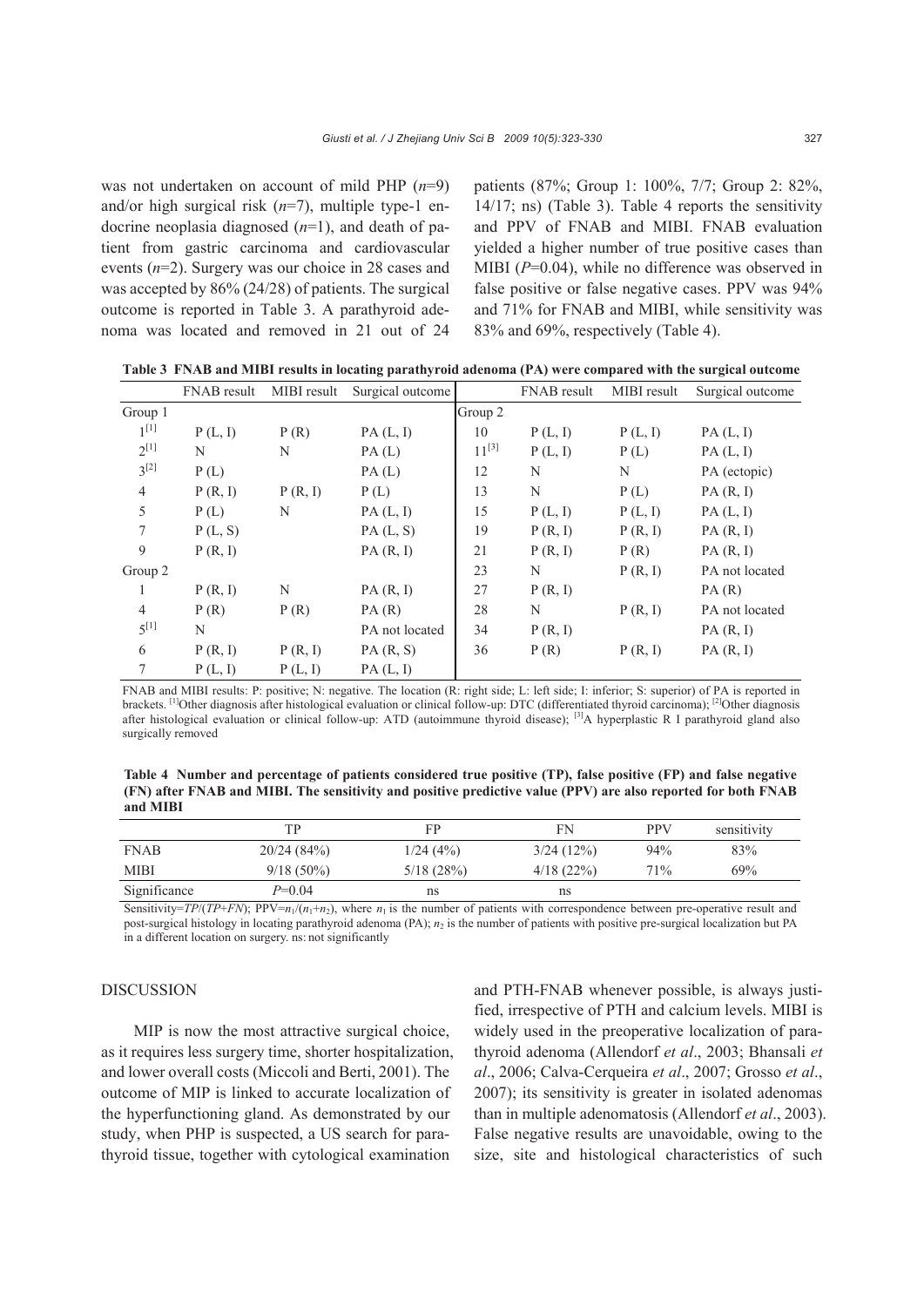was not undertaken on account of mild PHP ($n$=9) and/or high surgical risk ($n$=7), multiple type-1 endocrine neoplasia diagnosed ($n$=1), and death of patient from gastric carcinoma and cardiovascular events ($n$=2). Surgery was our choice in 28 cases and was accepted by 86% (24/28) of patients. The surgical outcome is reported in Table 3. A parathyroid adenoma was located and removed in 21 out of 24 patients (87%; Group 1: 100%, 7/7; Group 2: 82%, 14/17; ns) (Table 3). Table 4 reports the sensitivity and PPV of FNAB and MIBI. FNAB evaluation yielded a higher number of true positive cases than MIBI ($P$=0.04), while no difference was observed in false positive or false negative cases. PPV was 94% and 71% for FNAB and MIBI, while sensitivity was 83% and 69%, respectively (Table 4).

**Table 3 FNAB and MIBI results in locating parathyroid adenoma (PA) were compared with the surgical outcome**

| | FNAB result | MIBI result | Surgical outcome | | FNAB result | MIBI result | Surgical outcome |
|---|---|---|---|---|---|---|---|
| Group 1 | | | | Group 2 | | | |
| 1[1] | P (L, I) | P (R) | PA (L, I) | 10 | P (L, I) | P (L, I) | PA (L, I) |
| 2[1] | N | N | PA (L) | 11[3] | P (L, I) | P (L) | PA (L, I) |
| 3[2] | P (L) | | PA (L) | 12 | N | N | PA (ectopic) |
| 4 | P (R, I) | P (R, I) | P (L) | 13 | N | P (L) | PA (R, I) |
| 5 | P (L) | N | PA (L, I) | 15 | P (L, I) | P (L, I) | PA (L, I) |
| 7 | P (L, S) | | PA (L, S) | 19 | P (R, I) | P (R, I) | PA (R, I) |
| 9 | P (R, I) | | PA (R, I) | 21 | P (R, I) | P (R) | PA (R, I) |
| Group 2 | | | | 23 | N | P (R, I) | PA not located |
| 1 | P (R, I) | N | PA (R, I) | 27 | P (R, I) | | PA (R) |
| 4 | P (R) | P (R) | PA (R) | 28 | N | P (R, I) | PA not located |
| 5[1] | N | | PA not located | 34 | P (R, I) | | PA (R, I) |
| 6 | P (R, I) | P (R, I) | PA (R, S) | 36 | P (R) | P (R, I) | PA (R, I) |
| 7 | P (L, I) | P (L, I) | PA (L, I) | | | | |

FNAB and MIBI results: P: positive; N: negative. The location (R: right side; L: left side; I: inferior; S: superior) of PA is reported in brackets. [1]Other diagnosis after histological evaluation or clinical follow-up: DTC (differentiated thyroid carcinoma); [2]Other diagnosis after histological evaluation or clinical follow-up: ATD (autoimmune thyroid disease); [3]A hyperplastic R I parathyroid gland also surgically removed

**Table 4 Number and percentage of patients considered true positive (TP), false positive (FP) and false negative (FN) after FNAB and MIBI. The sensitivity and positive predictive value (PPV) are also reported for both FNAB and MIBI**

| | TP | FP | FN | PPV | sensitivity |
|---|---|---|---|---|---|
| FNAB | 20/24 (84%) | 1/24 (4%) | 3/24 (12%) | 94% | 83% |
| MIBI | 9/18 (50%) | 5/18 (28%) | 4/18 (22%) | 71% | 69% |
| Significance | $P$=0.04 | ns | ns | | |

Sensitivity=$TP/(TP+FN)$; PPV=$n_1/(n_1+n_2)$, where $n_1$ is the number of patients with correspondence between pre-operative result and post-surgical histology in locating parathyroid adenoma (PA); $n_2$ is the number of patients with positive pre-surgical localization but PA in a different location on surgery. ns: not significantly

## DISCUSSION

MIP is now the most attractive surgical choice, as it requires less surgery time, shorter hospitalization, and lower overall costs (Miccoli and Berti, 2001). The outcome of MIP is linked to accurate localization of the hyperfunctioning gland. As demonstrated by our study, when PHP is suspected, a US search for parathyroid tissue, together with cytological examination and PTH-FNAB whenever possible, is always justified, irrespective of PTH and calcium levels. MIBI is widely used in the preoperative localization of parathyroid adenoma (Allendorf *et al*., 2003; Bhansali *et al*., 2006; Calva-Cerqueira *et al*., 2007; Grosso *et al*., 2007); its sensitivity is greater in isolated adenomas than in multiple adenomatosis (Allendorf *et al*., 2003). False negative results are unavoidable, owing to the size, site and histological characteristics of such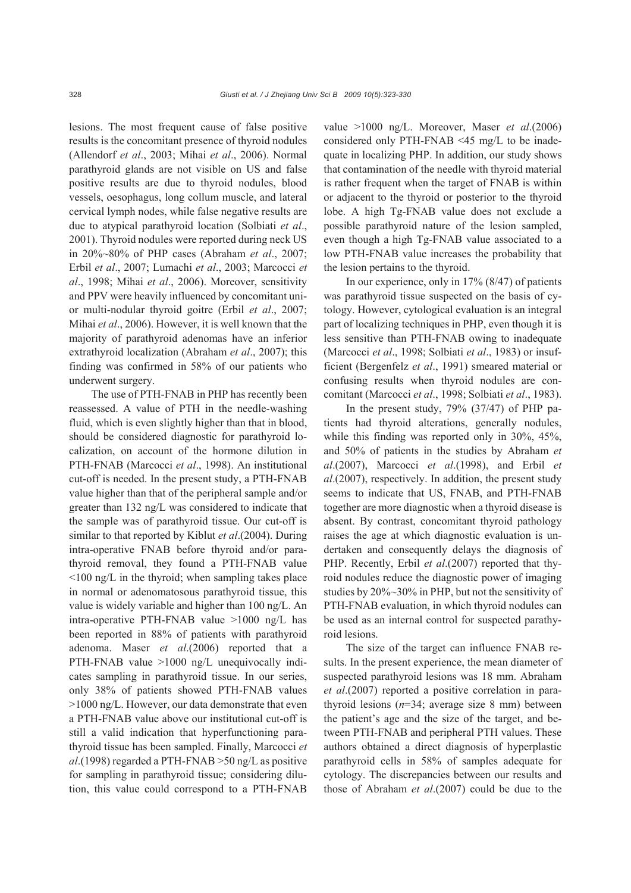lesions. The most frequent cause of false positive results is the concomitant presence of thyroid nodules (Allendorf *et al*., 2003; Mihai *et al*., 2006). Normal parathyroid glands are not visible on US and false positive results are due to thyroid nodules, blood vessels, oesophagus, long collum muscle, and lateral cervical lymph nodes, while false negative results are due to atypical parathyroid location (Solbiati *et al*., 2001). Thyroid nodules were reported during neck US in 20%~80% of PHP cases (Abraham *et al*., 2007; Erbil *et al*., 2007; Lumachi *et al*., 2003; Marcocci *et al*., 1998; Mihai *et al*., 2006). Moreover, sensitivity and PPV were heavily influenced by concomitant uni- or multi-nodular thyroid goitre (Erbil *et al*., 2007; Mihai *et al*., 2006). However, it is well known that the majority of parathyroid adenomas have an inferior extrathyroid localization (Abraham *et al*., 2007); this finding was confirmed in 58% of our patients who underwent surgery.

The use of PTH-FNAB in PHP has recently been reassessed. A value of PTH in the needle-washing fluid, which is even slightly higher than that in blood, should be considered diagnostic for parathyroid localization, on account of the hormone dilution in PTH-FNAB (Marcocci *et al*., 1998). An institutional cut-off is needed. In the present study, a PTH-FNAB value higher than that of the peripheral sample and/or greater than 132 ng/L was considered to indicate that the sample was of parathyroid tissue. Our cut-off is similar to that reported by Kiblut *et al*.(2004). During intra-operative FNAB before thyroid and/or parathyroid removal, they found a PTH-FNAB value <100 ng/L in the thyroid; when sampling takes place in normal or adenomatosous parathyroid tissue, this value is widely variable and higher than 100 ng/L. An intra-operative PTH-FNAB value >1000 ng/L has been reported in 88% of patients with parathyroid adenoma. Maser *et al*.(2006) reported that a PTH-FNAB value >1000 ng/L unequivocally indicates sampling in parathyroid tissue. In our series, only 38% of patients showed PTH-FNAB values >1000 ng/L. However, our data demonstrate that even a PTH-FNAB value above our institutional cut-off is still a valid indication that hyperfunctioning parathyroid tissue has been sampled. Finally, Marcocci *et al*.(1998) regarded a PTH-FNAB >50 ng/L as positive for sampling in parathyroid tissue; considering dilution, this value could correspond to a PTH-FNAB value >1000 ng/L. Moreover, Maser *et al*.(2006) considered only PTH-FNAB <45 mg/L to be inadequate in localizing PHP. In addition, our study shows that contamination of the needle with thyroid material is rather frequent when the target of FNAB is within or adjacent to the thyroid or posterior to the thyroid lobe. A high Tg-FNAB value does not exclude a possible parathyroid nature of the lesion sampled, even though a high Tg-FNAB value associated to a low PTH-FNAB value increases the probability that the lesion pertains to the thyroid.

In our experience, only in 17% (8/47) of patients was parathyroid tissue suspected on the basis of cytology. However, cytological evaluation is an integral part of localizing techniques in PHP, even though it is less sensitive than PTH-FNAB owing to inadequate (Marcocci *et al*., 1998; Solbiati *et al*., 1983) or insufficient (Bergenfelz *et al*., 1991) smeared material or confusing results when thyroid nodules are concomitant (Marcocci *et al*., 1998; Solbiati *et al*., 1983).

In the present study, 79% (37/47) of PHP patients had thyroid alterations, generally nodules, while this finding was reported only in 30%, 45%, and 50% of patients in the studies by Abraham *et al*.(2007), Marcocci *et al*.(1998), and Erbil *et al*.(2007), respectively. In addition, the present study seems to indicate that US, FNAB, and PTH-FNAB together are more diagnostic when a thyroid disease is absent. By contrast, concomitant thyroid pathology raises the age at which diagnostic evaluation is undertaken and consequently delays the diagnosis of PHP. Recently, Erbil *et al*.(2007) reported that thyroid nodules reduce the diagnostic power of imaging studies by 20%~30% in PHP, but not the sensitivity of PTH-FNAB evaluation, in which thyroid nodules can be used as an internal control for suspected parathyroid lesions.

The size of the target can influence FNAB results. In the present experience, the mean diameter of suspected parathyroid lesions was 18 mm. Abraham *et al*.(2007) reported a positive correlation in parathyroid lesions ($n$=34; average size 8 mm) between the patient's age and the size of the target, and between PTH-FNAB and peripheral PTH values. These authors obtained a direct diagnosis of hyperplastic parathyroid cells in 58% of samples adequate for cytology. The discrepancies between our results and those of Abraham *et al*.(2007) could be due to the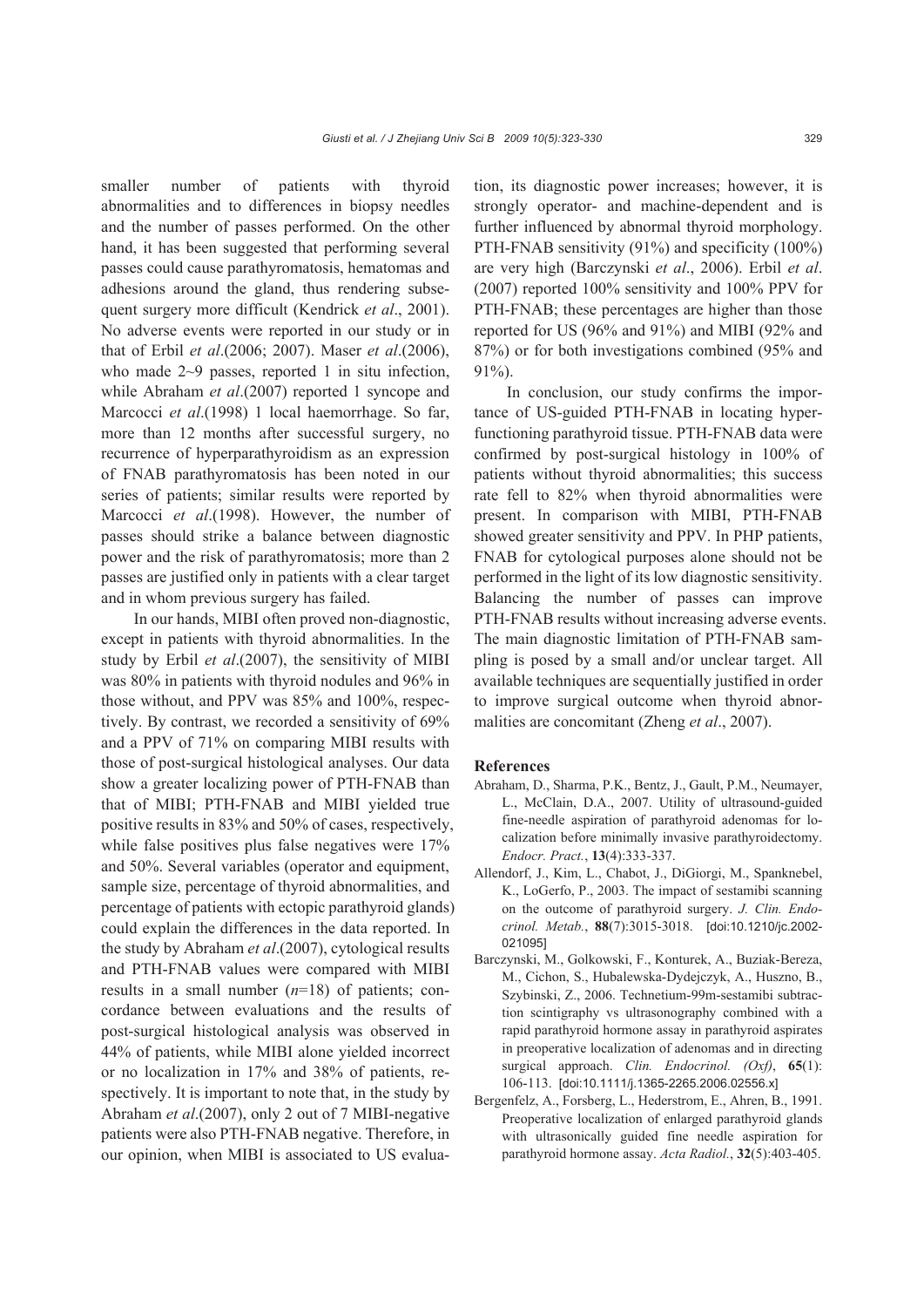smaller number of patients with thyroid abnormalities and to differences in biopsy needles and the number of passes performed. On the other hand, it has been suggested that performing several passes could cause parathyromatosis, hematomas and adhesions around the gland, thus rendering subsequent surgery more difficult (Kendrick *et al*., 2001). No adverse events were reported in our study or in that of Erbil *et al*.(2006; 2007). Maser *et al*.(2006), who made 2~9 passes, reported 1 in situ infection, while Abraham *et al*.(2007) reported 1 syncope and Marcocci *et al*.(1998) 1 local haemorrhage. So far, more than 12 months after successful surgery, no recurrence of hyperparathyroidism as an expression of FNAB parathyromatosis has been noted in our series of patients; similar results were reported by Marcocci *et al*.(1998). However, the number of passes should strike a balance between diagnostic power and the risk of parathyromatosis; more than 2 passes are justified only in patients with a clear target and in whom previous surgery has failed.

In our hands, MIBI often proved non-diagnostic, except in patients with thyroid abnormalities. In the study by Erbil *et al*.(2007), the sensitivity of MIBI was 80% in patients with thyroid nodules and 96% in those without, and PPV was 85% and 100%, respectively. By contrast, we recorded a sensitivity of 69% and a PPV of 71% on comparing MIBI results with those of post-surgical histological analyses. Our data show a greater localizing power of PTH-FNAB than that of MIBI; PTH-FNAB and MIBI yielded true positive results in 83% and 50% of cases, respectively, while false positives plus false negatives were 17% and 50%. Several variables (operator and equipment, sample size, percentage of thyroid abnormalities, and percentage of patients with ectopic parathyroid glands) could explain the differences in the data reported. In the study by Abraham *et al*.(2007), cytological results and PTH-FNAB values were compared with MIBI results in a small number ($n$=18) of patients; concordance between evaluations and the results of post-surgical histological analysis was observed in 44% of patients, while MIBI alone yielded incorrect or no localization in 17% and 38% of patients, respectively. It is important to note that, in the study by Abraham *et al*.(2007), only 2 out of 7 MIBI-negative patients were also PTH-FNAB negative. Therefore, in our opinion, when MIBI is associated to US evaluation, its diagnostic power increases; however, it is strongly operator- and machine-dependent and is further influenced by abnormal thyroid morphology. PTH-FNAB sensitivity (91%) and specificity (100%) are very high (Barczynski *et al*., 2006). Erbil *et al*. (2007) reported 100% sensitivity and 100% PPV for PTH-FNAB; these percentages are higher than those reported for US (96% and 91%) and MIBI (92% and 87%) or for both investigations combined (95% and 91%).

In conclusion, our study confirms the importance of US-guided PTH-FNAB in locating hyperfunctioning parathyroid tissue. PTH-FNAB data were confirmed by post-surgical histology in 100% of patients without thyroid abnormalities; this success rate fell to 82% when thyroid abnormalities were present. In comparison with MIBI, PTH-FNAB showed greater sensitivity and PPV. In PHP patients, FNAB for cytological purposes alone should not be performed in the light of its low diagnostic sensitivity. Balancing the number of passes can improve PTH-FNAB results without increasing adverse events. The main diagnostic limitation of PTH-FNAB sampling is posed by a small and/or unclear target. All available techniques are sequentially justified in order to improve surgical outcome when thyroid abnormalities are concomitant (Zheng *et al*., 2007).

## References

Abraham, D., Sharma, P.K., Bentz, J., Gault, P.M., Neumayer, L., McClain, D.A., 2007. Utility of ultrasound-guided fine-needle aspiration of parathyroid adenomas for localization before minimally invasive parathyroidectomy. *Endocr. Pract.*, **13**(4):333-337.

Allendorf, J., Kim, L., Chabot, J., DiGiorgi, M., Spanknebel, K., LoGerfo, P., 2003. The impact of sestamibi scanning on the outcome of parathyroid surgery. *J. Clin. Endocrinol. Metab.*, **88**(7):3015-3018. [doi:10.1210/jc.2002-021095]

Barczynski, M., Golkowski, F., Konturek, A., Buziak-Bereza, M., Cichon, S., Hubalewska-Dydejczyk, A., Huszno, B., Szybinski, Z., 2006. Technetium-99m-sestamibi subtraction scintigraphy vs ultrasonography combined with a rapid parathyroid hormone assay in parathyroid aspirates in preoperative localization of adenomas and in directing surgical approach. *Clin. Endocrinol. (Oxf)*, **65**(1):106-113. [doi:10.1111/j.1365-2265.2006.02556.x]

Bergenfelz, A., Forsberg, L., Hederstrom, E., Ahren, B., 1991. Preoperative localization of enlarged parathyroid glands with ultrasonically guided fine needle aspiration for parathyroid hormone assay. *Acta Radiol.*, **32**(5):403-405.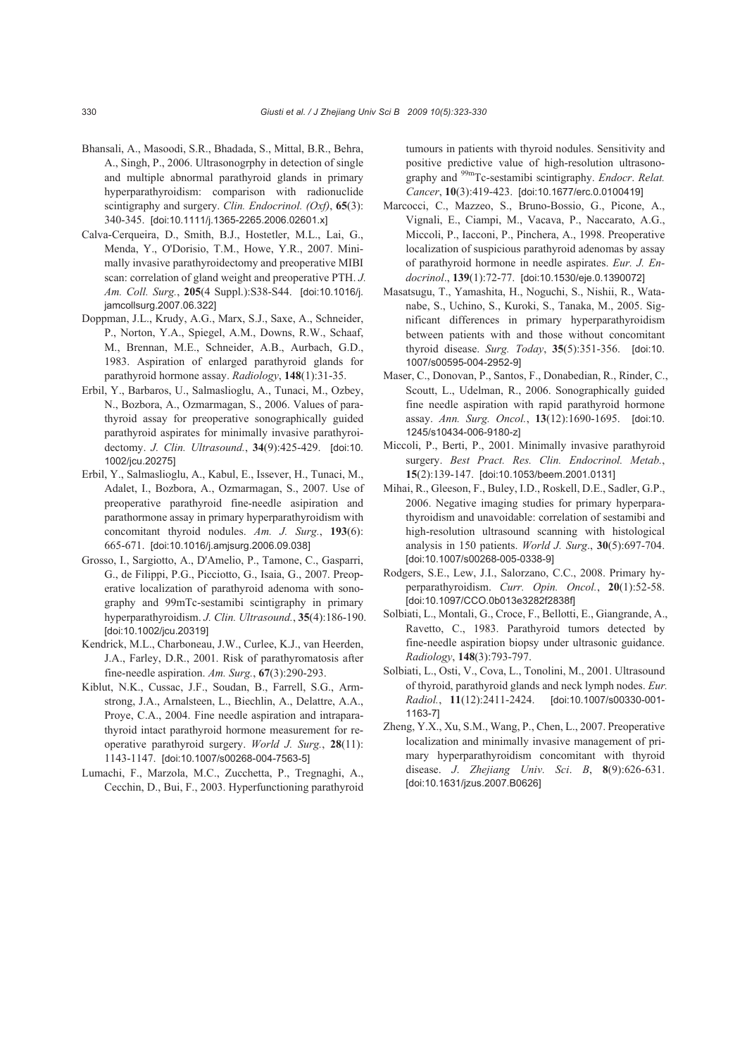Bhansali, A., Masoodi, S.R., Bhadada, S., Mittal, B.R., Behra, A., Singh, P., 2006. Ultrasonogrphy in detection of single and multiple abnormal parathyroid glands in primary hyperparathyroidism: comparison with radionuclide scintigraphy and surgery. *Clin. Endocrinol. (Oxf)*, **65**(3): 340-345. [doi:10.1111/j.1365-2265.2006.02601.x]

Calva-Cerqueira, D., Smith, B.J., Hostetler, M.L., Lai, G., Menda, Y., O'Dorisio, T.M., Howe, Y.R., 2007. Minimally invasive parathyroidectomy and preoperative MIBI scan: correlation of gland weight and preoperative PTH. *J. Am. Coll. Surg.*, **205**(4 Suppl.):S38-S44. [doi:10.1016/j.jamcollsurg.2007.06.322]

Doppman, J.L., Krudy, A.G., Marx, S.J., Saxe, A., Schneider, P., Norton, Y.A., Spiegel, A.M., Downs, R.W., Schaaf, M., Brennan, M.E., Schneider, A.B., Aurbach, G.D., 1983. Aspiration of enlarged parathyroid glands for parathyroid hormone assay. *Radiology*, **148**(1):31-35.

Erbil, Y., Barbaros, U., Salmaslioglu, A., Tunaci, M., Ozbey, N., Bozbora, A., Ozmarmagan, S., 2006. Values of parathyroid assay for preoperative sonographically guided parathyroid aspirates for minimally invasive parathyroidectomy. *J. Clin. Ultrasound.*, **34**(9):425-429. [doi:10.1002/jcu.20275]

Erbil, Y., Salmaslioglu, A., Kabul, E., Issever, H., Tunaci, M., Adalet, I., Bozbora, A., Ozmarmagan, S., 2007. Use of preoperative parathyroid fine-needle asipiration and parathormone assay in primary hyperparathyroidism with concomitant thyroid nodules. *Am. J. Surg.*, **193**(6): 665-671. [doi:10.1016/j.amjsurg.2006.09.038]

Grosso, I., Sargiotto, A., D'Amelio, P., Tamone, C., Gasparri, G., de Filippi, P.G., Picciotto, G., Isaia, G., 2007. Preoperative localization of parathyroid adenoma with sonography and 99mTc-sestamibi scintigraphy in primary hyperparathyroidism. *J. Clin. Ultrasound.*, **35**(4):186-190. [doi:10.1002/jcu.20319]

Kendrick, M.L., Charboneau, J.W., Curlee, K.J., van Heerden, J.A., Farley, D.R., 2001. Risk of parathyromatosis after fine-needle aspiration. *Am. Surg.*, **67**(3):290-293.

Kiblut, N.K., Cussac, J.F., Soudan, B., Farrell, S.G., Armstrong, J.A., Arnalsteen, L., Biechlin, A., Delattre, A.A., Proye, C.A., 2004. Fine needle aspiration and intraparathyroid intact parathyroid hormone measurement for reoperative parathyroid surgery. *World J. Surg.*, **28**(11): 1143-1147. [doi:10.1007/s00268-004-7563-5]

Lumachi, F., Marzola, M.C., Zucchetta, P., Tregnaghi, A., Cecchin, D., Bui, F., 2003. Hyperfunctioning parathyroid tumours in patients with thyroid nodules. Sensitivity and positive predictive value of high-resolution ultrasonography and $^{99m}$Tc-sestamibi scintigraphy. *Endocr. Relat. Cancer*, **10**(3):419-423. [doi:10.1677/erc.0.0100419]

Marcocci, C., Mazzeo, S., Bruno-Bossio, G., Picone, A., Vignali, E., Ciampi, M., Vacava, P., Naccarato, A.G., Miccoli, P., Iacconi, P., Pinchera, A., 1998. Preoperative localization of suspicious parathyroid adenomas by assay of parathyroid hormone in needle aspirates. *Eur. J. Endocrinol.*, **139**(1):72-77. [doi:10.1530/eje.0.1390072]

Masatsugu, T., Yamashita, H., Noguchi, S., Nishii, R., Watanabe, S., Uchino, S., Kuroki, S., Tanaka, M., 2005. Significant differences in primary hyperparathyroidism between patients with and those without concomitant thyroid disease. *Surg. Today*, **35**(5):351-356. [doi:10.1007/s00595-004-2952-9]

Maser, C., Donovan, P., Santos, F., Donabedian, R., Rinder, C., Scoutt, L., Udelman, R., 2006. Sonographically guided fine needle aspiration with rapid parathyroid hormone assay. *Ann. Surg. Oncol.*, **13**(12):1690-1695. [doi:10.1245/s10434-006-9180-z]

Miccoli, P., Berti, P., 2001. Minimally invasive parathyroid surgery. *Best Pract. Res. Clin. Endocrinol. Metab.*, **15**(2):139-147. [doi:10.1053/beem.2001.0131]

Mihai, R., Gleeson, F., Buley, I.D., Roskell, D.E., Sadler, G.P., 2006. Negative imaging studies for primary hyperparathyroidism and unavoidable: correlation of sestamibi and high-resolution ultrasound scanning with histological analysis in 150 patients. *World J. Surg.*, **30**(5):697-704. [doi:10.1007/s00268-005-0338-9]

Rodgers, S.E., Lew, J.I., Salorzano, C.C., 2008. Primary hyperparathyroidism. *Curr. Opin. Oncol.*, **20**(1):52-58. [doi:10.1097/CCO.0b013e3282f2838f]

Solbiati, L., Montali, G., Croce, F., Bellotti, E., Giangrande, A., Ravetto, C., 1983. Parathyroid tumors detected by fine-needle aspiration biopsy under ultrasonic guidance. *Radiology*, **148**(3):793-797.

Solbiati, L., Osti, V., Cova, L., Tonolini, M., 2001. Ultrasound of thyroid, parathyroid glands and neck lymph nodes. *Eur. Radiol.*, **11**(12):2411-2424. [doi:10.1007/s00330-001-1163-7]

Zheng, Y.X., Xu, S.M., Wang, P., Chen, L., 2007. Preoperative localization and minimally invasive management of primary hyperparathyroidism concomitant with thyroid disease. *J. Zhejiang Univ. Sci. B*, **8**(9):626-631. [doi:10.1631/jzus.2007.B0626]